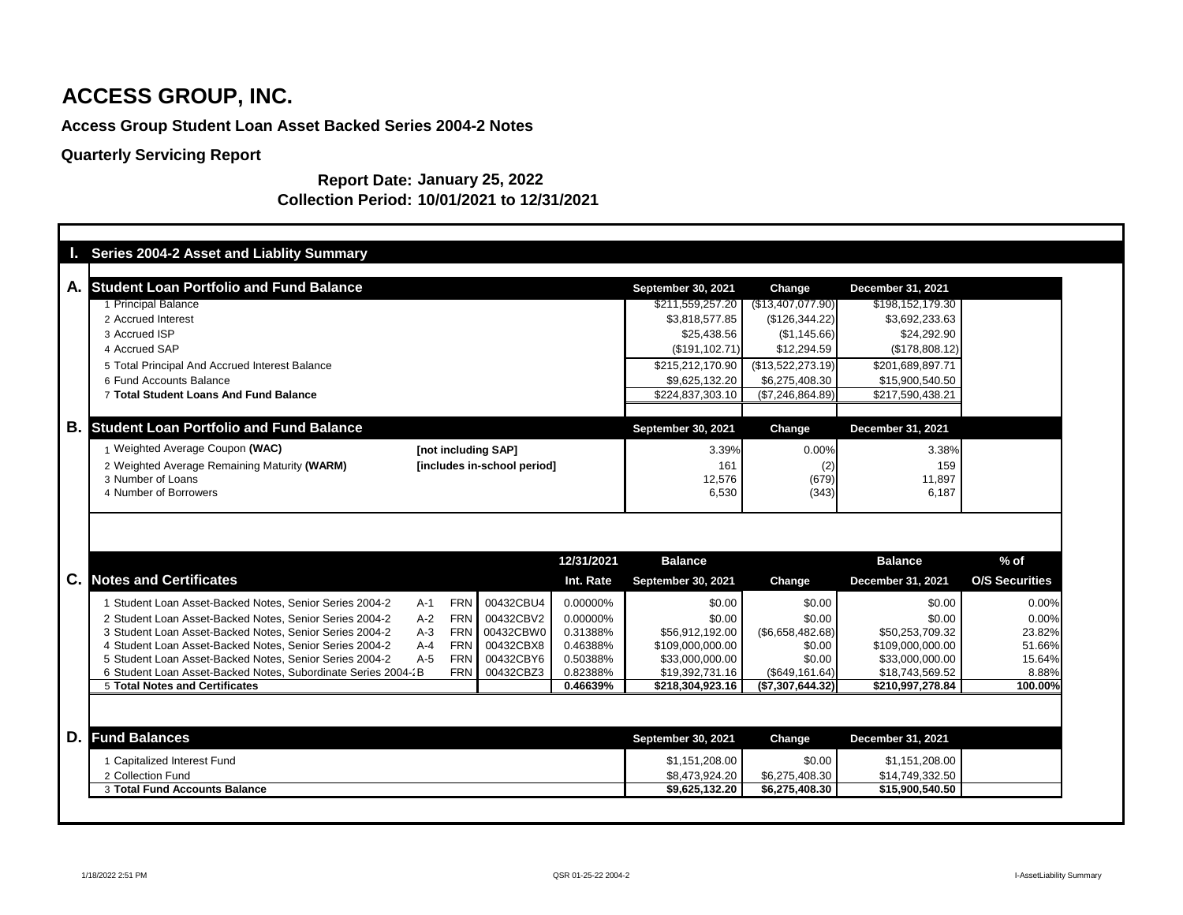# ACCESS GROUP, INC.

**Access Group Student Loan Asset Backed Series 2004-2 Notes**

**Quarterly Servicing Report**

**Report Date: January 25, 2022**
**Collection Period: 10/01/2021 to 12/31/2021**

## I. Series 2004-2 Asset and Liablity Summary

### A. Student Loan Portfolio and Fund Balance

| | September 30, 2021 | Change | December 31, 2021 |
|---|---|---|---|
| 1 Principal Balance | $211,559,257.20 | ($13,407,077.90) | $198,152,179.30 |
| 2 Accrued Interest | $3,818,577.85 | ($126,344.22) | $3,692,233.63 |
| 3 Accrued ISP | $25,438.56 | ($1,145.66) | $24,292.90 |
| 4 Accrued SAP | ($191,102.71) | $12,294.59 | ($178,808.12) |
| 5 Total Principal And Accrued Interest Balance | $215,212,170.90 | ($13,522,273.19) | $201,689,897.71 |
| 6 Fund Accounts Balance | $9,625,132.20 | $6,275,408.30 | $15,900,540.50 |
| 7 **Total Student Loans And Fund Balance** | $224,837,303.10 | ($7,246,864.89) | $217,590,438.21 |

### B. Student Loan Portfolio and Fund Balance

| | | September 30, 2021 | Change | December 31, 2021 |
|---|---|---|---|---|
| 1 Weighted Average Coupon **(WAC)** | **[not including SAP]** | 3.39% | 0.00% | 3.38% |
| 2 Weighted Average Remaining Maturity **(WARM)** | **[includes in-school period]** | 161 | (2) | 159 |
| 3 Number of Loans | | 12,576 | (679) | 11,897 |
| 4 Number of Borrowers | | 6,530 | (343) | 6,187 |

### C. Notes and Certificates

| | Class | Type | CUSIP | 12/31/2021 Int. Rate | Balance September 30, 2021 | Change | Balance December 31, 2021 | % of O/S Securities |
|---|---|---|---|---|---|---|---|---|
| 1 Student Loan Asset-Backed Notes, Senior Series 2004-2 | A-1 | FRN | 00432CBU4 | 0.00000% | $0.00 | $0.00 | $0.00 | 0.00% |
| 2 Student Loan Asset-Backed Notes, Senior Series 2004-2 | A-2 | FRN | 00432CBV2 | 0.00000% | $0.00 | $0.00 | $0.00 | 0.00% |
| 3 Student Loan Asset-Backed Notes, Senior Series 2004-2 | A-3 | FRN | 00432CBW0 | 0.31388% | $56,912,192.00 | ($6,658,482.68) | $50,253,709.32 | 23.82% |
| 4 Student Loan Asset-Backed Notes, Senior Series 2004-2 | A-4 | FRN | 00432CBX8 | 0.46388% | $109,000,000.00 | $0.00 | $109,000,000.00 | 51.66% |
| 5 Student Loan Asset-Backed Notes, Senior Series 2004-2 | A-5 | FRN | 00432CBY6 | 0.50388% | $33,000,000.00 | $0.00 | $33,000,000.00 | 15.64% |
| 6 Student Loan Asset-Backed Notes, Subordinate Series 2004-2 | B | FRN | 00432CBZ3 | 0.82388% | $19,392,731.16 | ($649,161.64) | $18,743,569.52 | 8.88% |
| 5 **Total Notes and Certificates** | | | | **0.46639%** | **$218,304,923.16** | **($7,307,644.32)** | **$210,997,278.84** | **100.00%** |

### D. Fund Balances

| | September 30, 2021 | Change | December 31, 2021 |
|---|---|---|---|
| 1 Capitalized Interest Fund | $1,151,208.00 | $0.00 | $1,151,208.00 |
| 2 Collection Fund | $8,473,924.20 | $6,275,408.30 | $14,749,332.50 |
| 3 **Total Fund Accounts Balance** | **$9,625,132.20** | **$6,275,408.30** | **$15,900,540.50** |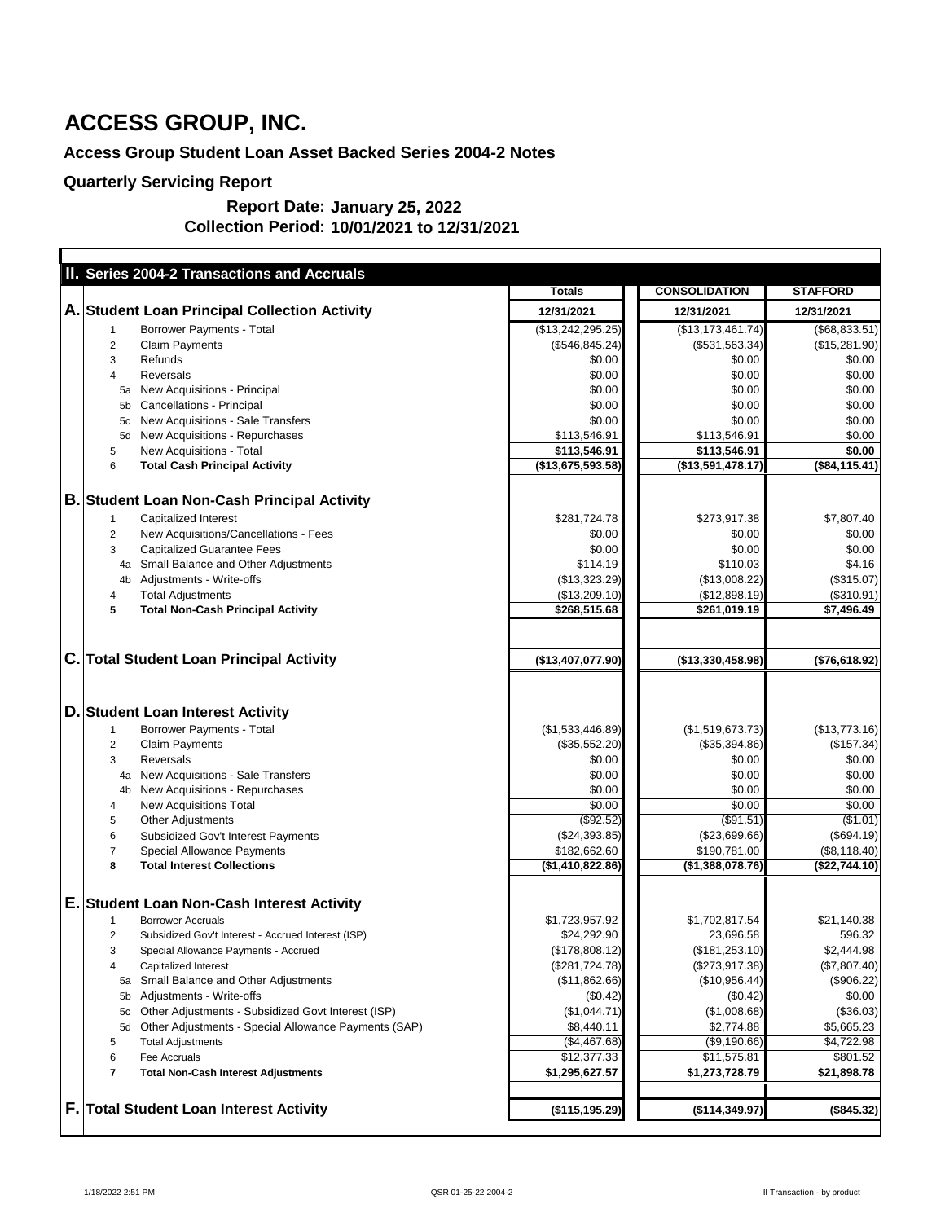# ACCESS GROUP, INC.

## Access Group Student Loan Asset Backed Series 2004-2 Notes

## Quarterly Servicing Report

**Report Date: January 25, 2022**
**Collection Period: 10/01/2021 to 12/31/2021**

### II. Series 2004-2 Transactions and Accruals

| | | | Totals | CONSOLIDATION | STAFFORD |
|---|---|---|---|---|---|
| **A.** | **Student Loan Principal Collection Activity** | | **12/31/2021** | **12/31/2021** | **12/31/2021** |
| | 1 | Borrower Payments - Total | ($13,242,295.25) | ($13,173,461.74) | ($68,833.51) |
| | 2 | Claim Payments | ($546,845.24) | ($531,563.34) | ($15,281.90) |
| | 3 | Refunds | $0.00 | $0.00 | $0.00 |
| | 4 | Reversals | $0.00 | $0.00 | $0.00 |
| | 5a | New Acquisitions - Principal | $0.00 | $0.00 | $0.00 |
| | 5b | Cancellations - Principal | $0.00 | $0.00 | $0.00 |
| | 5c | New Acquisitions - Sale Transfers | $0.00 | $0.00 | $0.00 |
| | 5d | New Acquisitions - Repurchases | $113,546.91 | $113,546.91 | $0.00 |
| | 5 | New Acquisitions - Total | $113,546.91 | $113,546.91 | $0.00 |
| | 6 | **Total Cash Principal Activity** | **($13,675,593.58)** | **($13,591,478.17)** | **($84,115.41)** |
| **B.** | **Student Loan Non-Cash Principal Activity** | | | | |
| | 1 | Capitalized Interest | $281,724.78 | $273,917.38 | $7,807.40 |
| | 2 | New Acquisitions/Cancellations - Fees | $0.00 | $0.00 | $0.00 |
| | 3 | Capitalized Guarantee Fees | $0.00 | $0.00 | $0.00 |
| | 4a | Small Balance and Other Adjustments | $114.19 | $110.03 | $4.16 |
| | 4b | Adjustments - Write-offs | ($13,323.29) | ($13,008.22) | ($315.07) |
| | 4 | Total Adjustments | ($13,209.10) | ($12,898.19) | ($310.91) |
| | **5** | **Total Non-Cash Principal Activity** | **$268,515.68** | **$261,019.19** | **$7,496.49** |
| **C.** | **Total Student Loan Principal Activity** | | **($13,407,077.90)** | **($13,330,458.98)** | **($76,618.92)** |
| **D.** | **Student Loan Interest Activity** | | | | |
| | 1 | Borrower Payments - Total | ($1,533,446.89) | ($1,519,673.73) | ($13,773.16) |
| | 2 | Claim Payments | ($35,552.20) | ($35,394.86) | ($157.34) |
| | 3 | Reversals | $0.00 | $0.00 | $0.00 |
| | 4a | New Acquisitions - Sale Transfers | $0.00 | $0.00 | $0.00 |
| | 4b | New Acquisitions - Repurchases | $0.00 | $0.00 | $0.00 |
| | 4 | New Acquisitions Total | $0.00 | $0.00 | $0.00 |
| | 5 | Other Adjustments | ($92.52) | ($91.51) | ($1.01) |
| | 6 | Subsidized Gov't Interest Payments | ($24,393.85) | ($23,699.66) | ($694.19) |
| | 7 | Special Allowance Payments | $182,662.60 | $190,781.00 | ($8,118.40) |
| | **8** | **Total Interest Collections** | **($1,410,822.86)** | **($1,388,078.76)** | **($22,744.10)** |
| **E.** | **Student Loan Non-Cash Interest Activity** | | | | |
| | 1 | Borrower Accruals | $1,723,957.92 | $1,702,817.54 | $21,140.38 |
| | 2 | Subsidized Gov't Interest - Accrued Interest (ISP) | $24,292.90 | 23,696.58 | 596.32 |
| | 3 | Special Allowance Payments - Accrued | ($178,808.12) | ($181,253.10) | $2,444.98 |
| | 4 | Capitalized Interest | ($281,724.78) | ($273,917.38) | ($7,807.40) |
| | 5a | Small Balance and Other Adjustments | ($11,862.66) | ($10,956.44) | ($906.22) |
| | 5b | Adjustments - Write-offs | ($0.42) | ($0.42) | $0.00 |
| | 5c | Other Adjustments - Subsidized Govt Interest (ISP) | ($1,044.71) | ($1,008.68) | ($36.03) |
| | 5d | Other Adjustments - Special Allowance Payments (SAP) | $8,440.11 | $2,774.88 | $5,665.23 |
| | 5 | Total Adjustments | ($4,467.68) | ($9,190.66) | $4,722.98 |
| | 6 | Fee Accruals | $12,377.33 | $11,575.81 | $801.52 |
| | **7** | **Total Non-Cash Interest Adjustments** | **$1,295,627.57** | **$1,273,728.79** | **$21,898.78** |
| **F.** | **Total Student Loan Interest Activity** | | **($115,195.29)** | **($114,349.97)** | **($845.32)** |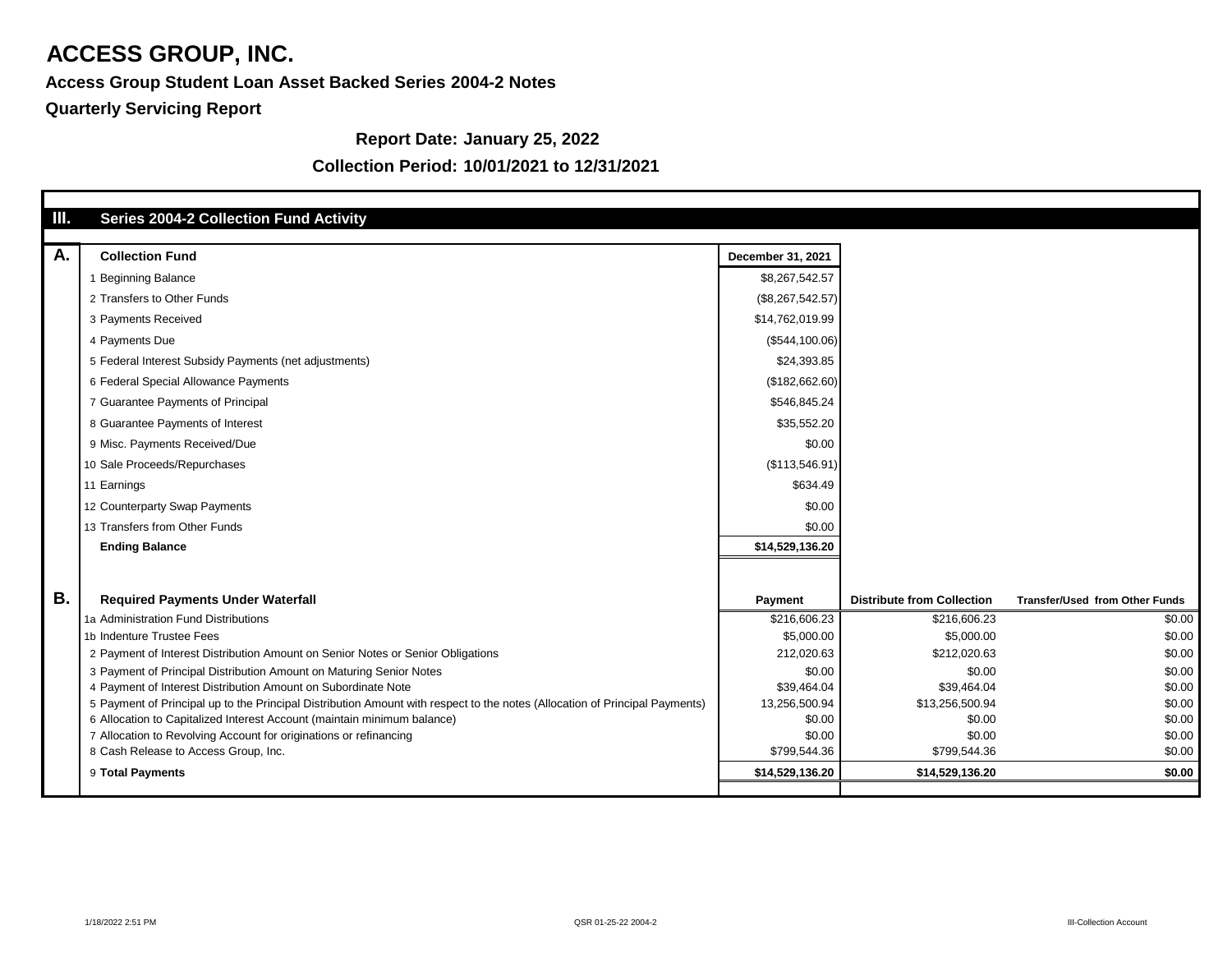# ACCESS GROUP, INC.

**Access Group Student Loan Asset Backed Series 2004-2 Notes**

**Quarterly Servicing Report**

**Report Date: January 25, 2022**

**Collection Period: 10/01/2021 to 12/31/2021**

## III. Series 2004-2 Collection Fund Activity

| A. | Collection Fund | December 31, 2021 |
|---|---|---|
| | 1 Beginning Balance | $8,267,542.57 |
| | 2 Transfers to Other Funds | ($8,267,542.57) |
| | 3 Payments Received | $14,762,019.99 |
| | 4 Payments Due | ($544,100.06) |
| | 5 Federal Interest Subsidy Payments (net adjustments) | $24,393.85 |
| | 6 Federal Special Allowance Payments | ($182,662.60) |
| | 7 Guarantee Payments of Principal | $546,845.24 |
| | 8 Guarantee Payments of Interest | $35,552.20 |
| | 9 Misc. Payments Received/Due | $0.00 |
| | 10 Sale Proceeds/Repurchases | ($113,546.91) |
| | 11 Earnings | $634.49 |
| | 12 Counterparty Swap Payments | $0.00 |
| | 13 Transfers from Other Funds | $0.00 |
| | **Ending Balance** | **$14,529,136.20** |

| B. | Required Payments Under Waterfall | Payment | Distribute from Collection | Transfer/Used from Other Funds |
|---|---|---|---|---|
| | 1a Administration Fund Distributions | $216,606.23 | $216,606.23 | $0.00 |
| | 1b Indenture Trustee Fees | $5,000.00 | $5,000.00 | $0.00 |
| | 2 Payment of Interest Distribution Amount on Senior Notes or Senior Obligations | 212,020.63 | $212,020.63 | $0.00 |
| | 3 Payment of Principal Distribution Amount on Maturing Senior Notes | $0.00 | $0.00 | $0.00 |
| | 4 Payment of Interest Distribution Amount on Subordinate Note | $39,464.04 | $39,464.04 | $0.00 |
| | 5 Payment of Principal up to the Principal Distribution Amount with respect to the notes (Allocation of Principal Payments) | 13,256,500.94 | $13,256,500.94 | $0.00 |
| | 6 Allocation to Capitalized Interest Account (maintain minimum balance) | $0.00 | $0.00 | $0.00 |
| | 7 Allocation to Revolving Account for originations or refinancing | $0.00 | $0.00 | $0.00 |
| | 8 Cash Release to Access Group, Inc. | $799,544.36 | $799,544.36 | $0.00 |
| | 9 **Total Payments** | **$14,529,136.20** | **$14,529,136.20** | **$0.00** |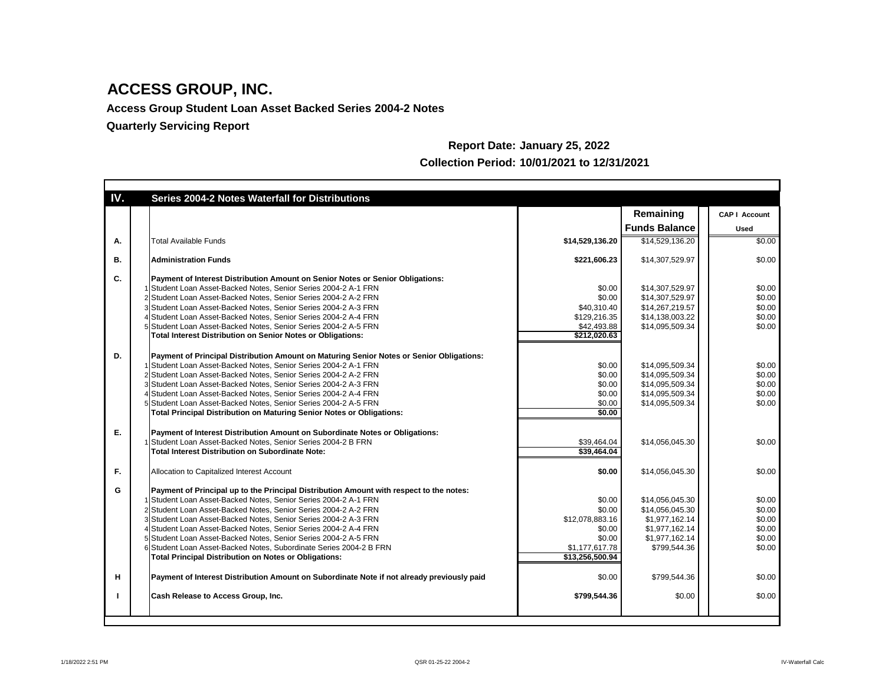# ACCESS GROUP, INC.

**Access Group Student Loan Asset Backed Series 2004-2 Notes**

**Quarterly Servicing Report**

**Report Date: January 25, 2022**

**Collection Period: 10/01/2021 to 12/31/2021**

| IV. | | Series 2004-2 Notes Waterfall for Distributions | | Remaining Funds Balance | CAP I Account Used |
|---|---|---|---|---|---|
| A. | | Total Available Funds | **$14,529,136.20** | $14,529,136.20 | $0.00 |
| B. | | **Administration Funds** | **$221,606.23** | $14,307,529.97 | $0.00 |
| C. | | **Payment of Interest Distribution Amount on Senior Notes or Senior Obligations:** | | | |
| | 1 | Student Loan Asset-Backed Notes, Senior Series 2004-2 A-1 FRN | $0.00 | $14,307,529.97 | $0.00 |
| | 2 | Student Loan Asset-Backed Notes, Senior Series 2004-2 A-2 FRN | $0.00 | $14,307,529.97 | $0.00 |
| | 3 | Student Loan Asset-Backed Notes, Senior Series 2004-2 A-3 FRN | $40,310.40 | $14,267,219.57 | $0.00 |
| | 4 | Student Loan Asset-Backed Notes, Senior Series 2004-2 A-4 FRN | $129,216.35 | $14,138,003.22 | $0.00 |
| | 5 | Student Loan Asset-Backed Notes, Senior Series 2004-2 A-5 FRN | $42,493.88 | $14,095,509.34 | $0.00 |
| | | **Total Interest Distribution on Senior Notes or Obligations:** | **$212,020.63** | | |
| D. | | **Payment of Principal Distribution Amount on Maturing Senior Notes or Senior Obligations:** | | | |
| | 1 | Student Loan Asset-Backed Notes, Senior Series 2004-2 A-1 FRN | $0.00 | $14,095,509.34 | $0.00 |
| | 2 | Student Loan Asset-Backed Notes, Senior Series 2004-2 A-2 FRN | $0.00 | $14,095,509.34 | $0.00 |
| | 3 | Student Loan Asset-Backed Notes, Senior Series 2004-2 A-3 FRN | $0.00 | $14,095,509.34 | $0.00 |
| | 4 | Student Loan Asset-Backed Notes, Senior Series 2004-2 A-4 FRN | $0.00 | $14,095,509.34 | $0.00 |
| | 5 | Student Loan Asset-Backed Notes, Senior Series 2004-2 A-5 FRN | $0.00 | $14,095,509.34 | $0.00 |
| | | **Total Principal Distribution on Maturing Senior Notes or Obligations:** | **$0.00** | | |
| E. | | **Payment of Interest Distribution Amount on Subordinate Notes or Obligations:** | | | |
| | 1 | Student Loan Asset-Backed Notes, Senior Series 2004-2 B FRN | $39,464.04 | $14,056,045.30 | $0.00 |
| | | **Total Interest Distribution on Subordinate Note:** | **$39,464.04** | | |
| F. | | Allocation to Capitalized Interest Account | **$0.00** | $14,056,045.30 | $0.00 |
| G | | **Payment of Principal up to the Principal Distribution Amount with respect to the notes:** | | | |
| | 1 | Student Loan Asset-Backed Notes, Senior Series 2004-2 A-1 FRN | $0.00 | $14,056,045.30 | $0.00 |
| | 2 | Student Loan Asset-Backed Notes, Senior Series 2004-2 A-2 FRN | $0.00 | $14,056,045.30 | $0.00 |
| | 3 | Student Loan Asset-Backed Notes, Senior Series 2004-2 A-3 FRN | $12,078,883.16 | $1,977,162.14 | $0.00 |
| | 4 | Student Loan Asset-Backed Notes, Senior Series 2004-2 A-4 FRN | $0.00 | $1,977,162.14 | $0.00 |
| | 5 | Student Loan Asset-Backed Notes, Senior Series 2004-2 A-5 FRN | $0.00 | $1,977,162.14 | $0.00 |
| | 6 | Student Loan Asset-Backed Notes, Subordinate Series 2004-2 B FRN | $1,177,617.78 | $799,544.36 | $0.00 |
| | | **Total Principal Distribution on Notes or Obligations:** | **$13,256,500.94** | | |
| H | | **Payment of Interest Distribution Amount on Subordinate Note if not already previously paid** | $0.00 | $799,544.36 | $0.00 |
| I | | **Cash Release to Access Group, Inc.** | **$799,544.36** | $0.00 | $0.00 |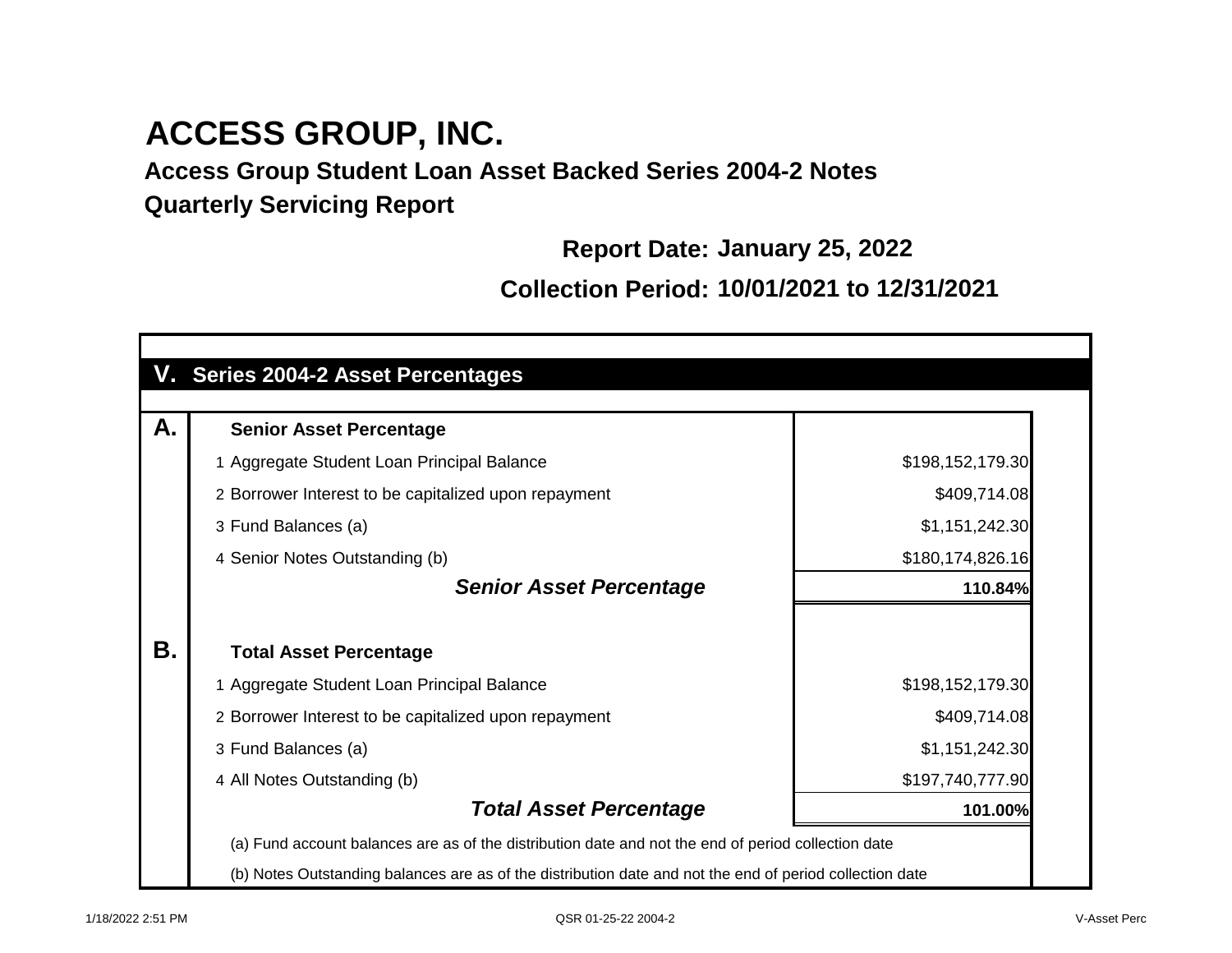# ACCESS GROUP, INC.

## Access Group Student Loan Asset Backed Series 2004-2 Notes

## Quarterly Servicing Report

**Report Date:** January 25, 2022

**Collection Period:** 10/01/2021 to 12/31/2021

## V. Series 2004-2 Asset Percentages

| | | |
|---|---|---|
| **A.** | **Senior Asset Percentage** | |
| | 1 Aggregate Student Loan Principal Balance | $198,152,179.30 |
| | 2 Borrower Interest to be capitalized upon repayment | $409,714.08 |
| | 3 Fund Balances (a) | $1,151,242.30 |
| | 4 Senior Notes Outstanding (b) | $180,174,826.16 |
| | ***Senior Asset Percentage*** | **110.84%** |
| **B.** | **Total Asset Percentage** | |
| | 1 Aggregate Student Loan Principal Balance | $198,152,179.30 |
| | 2 Borrower Interest to be capitalized upon repayment | $409,714.08 |
| | 3 Fund Balances (a) | $1,151,242.30 |
| | 4 All Notes Outstanding (b) | $197,740,777.90 |
| | ***Total Asset Percentage*** | **101.00%** |

(a) Fund account balances are as of the distribution date and not the end of period collection date

(b) Notes Outstanding balances are as of the distribution date and not the end of period collection date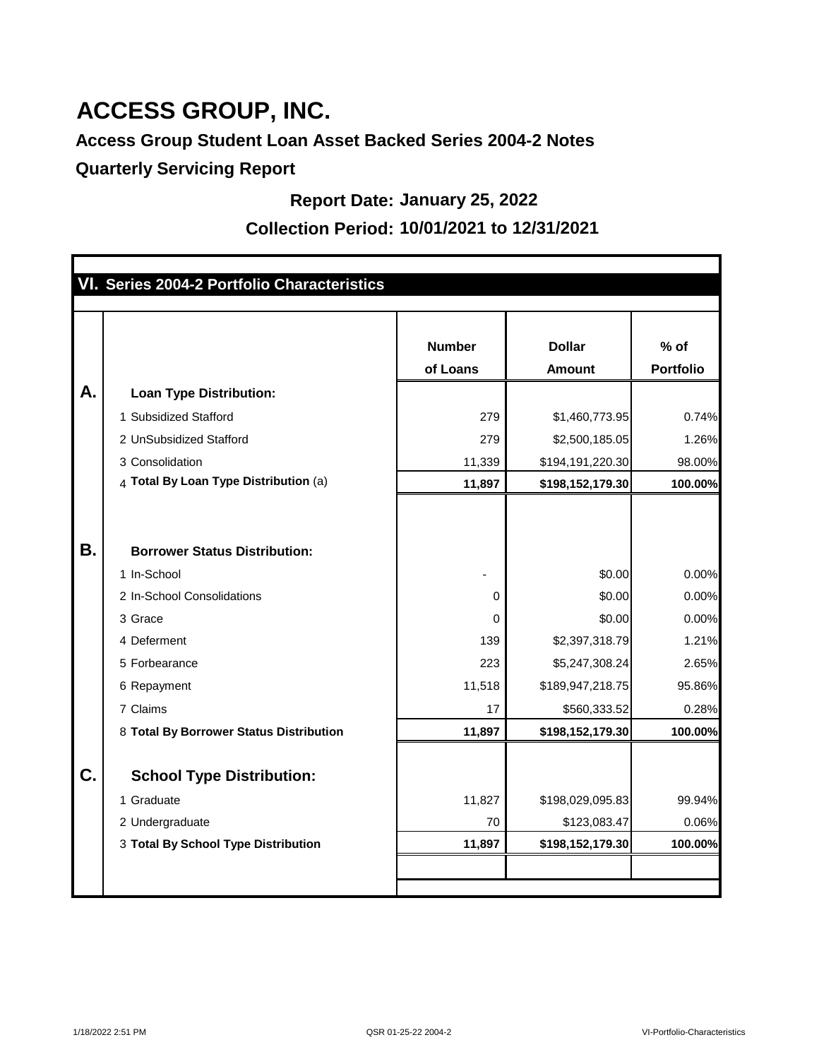# ACCESS GROUP, INC.

## Access Group Student Loan Asset Backed Series 2004-2 Notes

## Quarterly Servicing Report

**Report Date: January 25, 2022**

**Collection Period: 10/01/2021 to 12/31/2021**

### VI. Series 2004-2 Portfolio Characteristics

| | | Number of Loans | Dollar Amount | % of Portfolio |
|---|---|---|---|---|
| **A.** | **Loan Type Distribution:** | | | |
| | 1 Subsidized Stafford | 279 | $1,460,773.95 | 0.74% |
| | 2 UnSubsidized Stafford | 279 | $2,500,185.05 | 1.26% |
| | 3 Consolidation | 11,339 | $194,191,220.30 | 98.00% |
| | 4 **Total By Loan Type Distribution** (a) | **11,897** | **$198,152,179.30** | **100.00%** |
| **B.** | **Borrower Status Distribution:** | | | |
| | 1 In-School | - | $0.00 | 0.00% |
| | 2 In-School Consolidations | 0 | $0.00 | 0.00% |
| | 3 Grace | 0 | $0.00 | 0.00% |
| | 4 Deferment | 139 | $2,397,318.79 | 1.21% |
| | 5 Forbearance | 223 | $5,247,308.24 | 2.65% |
| | 6 Repayment | 11,518 | $189,947,218.75 | 95.86% |
| | 7 Claims | 17 | $560,333.52 | 0.28% |
| | 8 **Total By Borrower Status Distribution** | **11,897** | **$198,152,179.30** | **100.00%** |
| **C.** | **School Type Distribution:** | | | |
| | 1 Graduate | 11,827 | $198,029,095.83 | 99.94% |
| | 2 Undergraduate | 70 | $123,083.47 | 0.06% |
| | 3 **Total By School Type Distribution** | **11,897** | **$198,152,179.30** | **100.00%** |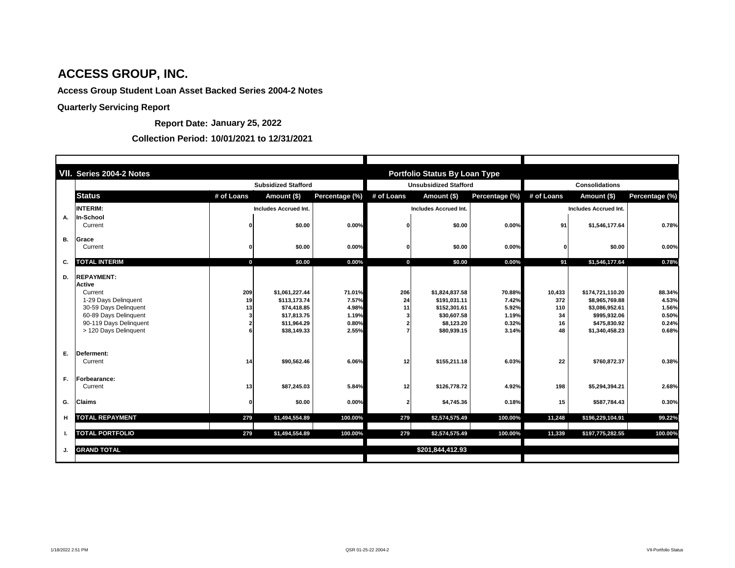# ACCESS GROUP, INC.

**Access Group Student Loan Asset Backed Series 2004-2 Notes**

**Quarterly Servicing Report**

**Report Date: January 25, 2022**

**Collection Period: 10/01/2021 to 12/31/2021**

| | VII. Series 2004-2 Notes | | | | | Portfolio Status By Loan Type | | | | |
|---|---|---|---|---|---|---|---|---|---|---|
| | | Subsidized Stafford | | | Unsubsidized Stafford | | | Consolidations | | |
| | **Status** | # of Loans | Amount ($) | Percentage (%) | # of Loans | Amount ($) | Percentage (%) | # of Loans | Amount ($) | Percentage (%) |
| | **INTERIM:** | | Includes Accrued Int. | | | Includes Accrued Int. | | | Includes Accrued Int. | |
| A. | **In-School** | | | | | | | | | |
| | Current | 0 | $0.00 | 0.00% | 0 | $0.00 | 0.00% | 91 | $1,546,177.64 | 0.78% |
| B. | **Grace** | | | | | | | | | |
| | Current | 0 | $0.00 | 0.00% | 0 | $0.00 | 0.00% | 0 | $0.00 | 0.00% |
| C. | **TOTAL INTERIM** | 0 | $0.00 | 0.00% | 0 | $0.00 | 0.00% | 91 | $1,546,177.64 | 0.78% |
| D. | **REPAYMENT:** | | | | | | | | | |
| | **Active** | | | | | | | | | |
| | Current | 209 | $1,061,227.44 | 71.01% | 206 | $1,824,837.58 | 70.88% | 10,433 | $174,721,110.20 | 88.34% |
| | 1-29 Days Delinquent | 19 | $113,173.74 | 7.57% | 24 | $191,031.11 | 7.42% | 372 | $8,965,769.88 | 4.53% |
| | 30-59 Days Delinquent | 13 | $74,418.85 | 4.98% | 11 | $152,301.61 | 5.92% | 110 | $3,086,952.61 | 1.56% |
| | 60-89 Days Delinquent | 3 | $17,813.75 | 1.19% | 3 | $30,607.58 | 1.19% | 34 | $995,932.06 | 0.50% |
| | 90-119 Days Delinquent | 2 | $11,964.29 | 0.80% | 2 | $8,123.20 | 0.32% | 16 | $475,830.92 | 0.24% |
| | > 120 Days Delinquent | 6 | $38,149.33 | 2.55% | 7 | $80,939.15 | 3.14% | 48 | $1,340,458.23 | 0.68% |
| E. | **Deferment:** | | | | | | | | | |
| | Current | 14 | $90,562.46 | 6.06% | 12 | $155,211.18 | 6.03% | 22 | $760,872.37 | 0.38% |
| F. | **Forbearance:** | | | | | | | | | |
| | Current | 13 | $87,245.03 | 5.84% | 12 | $126,778.72 | 4.92% | 198 | $5,294,394.21 | 2.68% |
| G. | **Claims** | 0 | $0.00 | 0.00% | 2 | $4,745.36 | 0.18% | 15 | $587,784.43 | 0.30% |
| H | **TOTAL REPAYMENT** | 279 | $1,494,554.89 | 100.00% | 279 | $2,574,575.49 | 100.00% | 11,248 | $196,229,104.91 | 99.22% |
| I. | **TOTAL PORTFOLIO** | 279 | $1,494,554.89 | 100.00% | 279 | $2,574,575.49 | 100.00% | 11,339 | $197,775,282.55 | 100.00% |
| J. | **GRAND TOTAL** | | | | | $201,844,412.93 | | | | |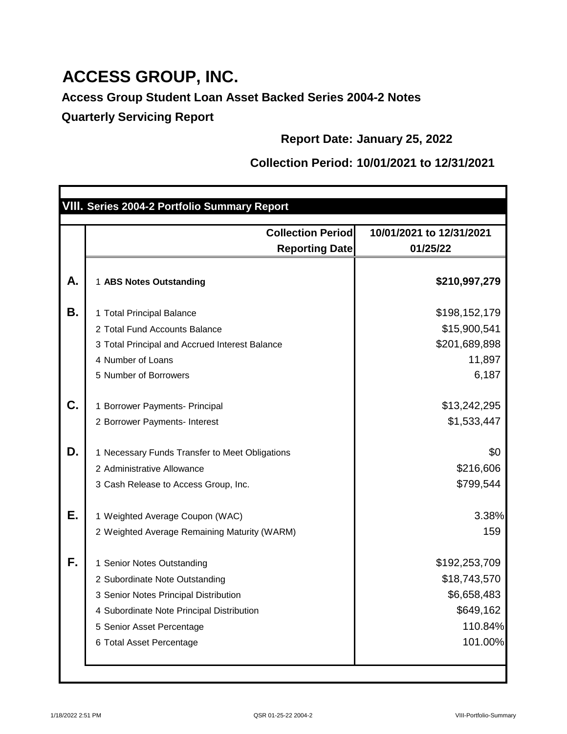# ACCESS GROUP, INC.

## Access Group Student Loan Asset Backed Series 2004-2 Notes

## Quarterly Servicing Report

**Report Date: January 25, 2022**

**Collection Period: 10/01/2021 to 12/31/2021**

### VIII. Series 2004-2 Portfolio Summary Report

| | | |
|---|---|---|
| | **Collection Period** | **10/01/2021 to 12/31/2021** |
| | **Reporting Date** | **01/25/22** |
| **A.** | 1 **ABS Notes Outstanding** | **$210,997,279** |
| **B.** | 1 Total Principal Balance | $198,152,179 |
| | 2 Total Fund Accounts Balance | $15,900,541 |
| | 3 Total Principal and Accrued Interest Balance | $201,689,898 |
| | 4 Number of Loans | 11,897 |
| | 5 Number of Borrowers | 6,187 |
| **C.** | 1 Borrower Payments- Principal | $13,242,295 |
| | 2 Borrower Payments- Interest | $1,533,447 |
| **D.** | 1 Necessary Funds Transfer to Meet Obligations | $0 |
| | 2 Administrative Allowance | $216,606 |
| | 3 Cash Release to Access Group, Inc. | $799,544 |
| **E.** | 1 Weighted Average Coupon (WAC) | 3.38% |
| | 2 Weighted Average Remaining Maturity (WARM) | 159 |
| **F.** | 1 Senior Notes Outstanding | $192,253,709 |
| | 2 Subordinate Note Outstanding | $18,743,570 |
| | 3 Senior Notes Principal Distribution | $6,658,483 |
| | 4 Subordinate Note Principal Distribution | $649,162 |
| | 5 Senior Asset Percentage | 110.84% |
| | 6 Total Asset Percentage | 101.00% |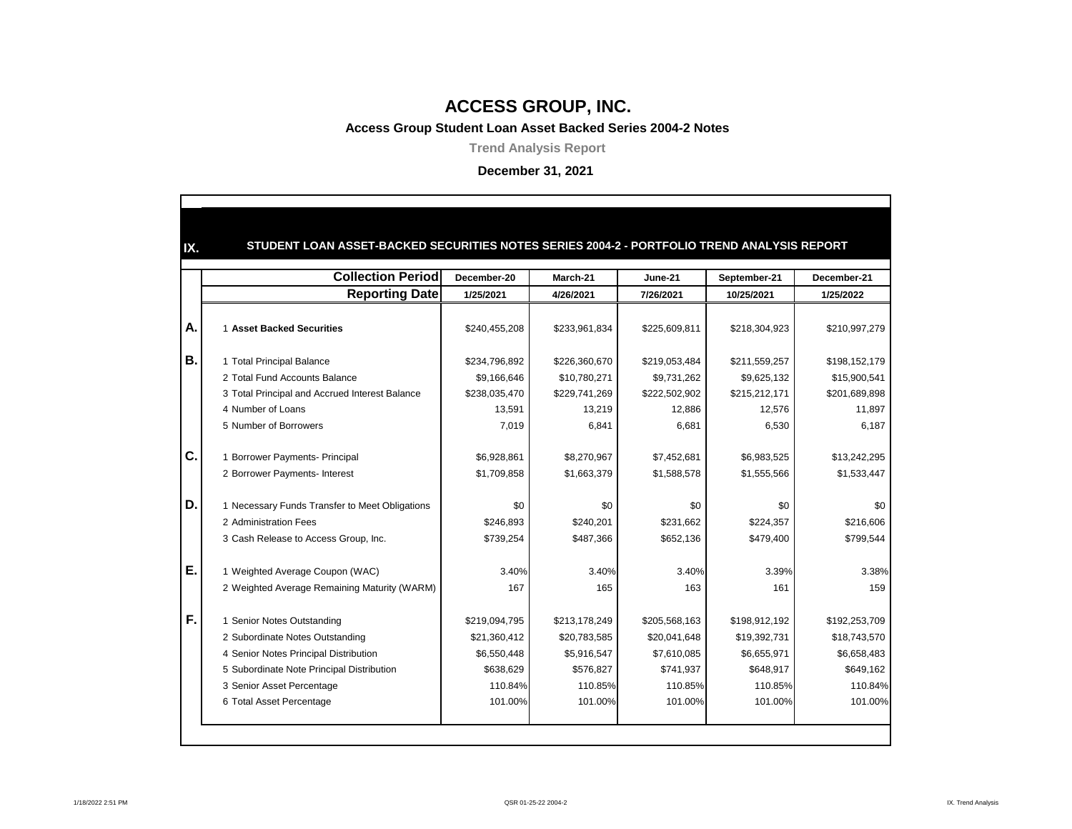# ACCESS GROUP, INC.

**Access Group Student Loan Asset Backed Series 2004-2 Notes**

**Trend Analysis Report**

**December 31, 2021**

## IX. STUDENT LOAN ASSET-BACKED SECURITIES NOTES SERIES 2004-2 - PORTFOLIO TREND ANALYSIS REPORT

| | **Collection Period** | **December-20** | **March-21** | **June-21** | **September-21** | **December-21** |
|---|---|---|---|---|---|---|
| | **Reporting Date** | **1/25/2021** | **4/26/2021** | **7/26/2021** | **10/25/2021** | **1/25/2022** |
| **A.** | 1 **Asset Backed Securities** | $240,455,208 | $233,961,834 | $225,609,811 | $218,304,923 | $210,997,279 |
| **B.** | 1 Total Principal Balance | $234,796,892 | $226,360,670 | $219,053,484 | $211,559,257 | $198,152,179 |
| | 2 Total Fund Accounts Balance | $9,166,646 | $10,780,271 | $9,731,262 | $9,625,132 | $15,900,541 |
| | 3 Total Principal and Accrued Interest Balance | $238,035,470 | $229,741,269 | $222,502,902 | $215,212,171 | $201,689,898 |
| | 4 Number of Loans | 13,591 | 13,219 | 12,886 | 12,576 | 11,897 |
| | 5 Number of Borrowers | 7,019 | 6,841 | 6,681 | 6,530 | 6,187 |
| **C.** | 1 Borrower Payments- Principal | $6,928,861 | $8,270,967 | $7,452,681 | $6,983,525 | $13,242,295 |
| | 2 Borrower Payments- Interest | $1,709,858 | $1,663,379 | $1,588,578 | $1,555,566 | $1,533,447 |
| **D.** | 1 Necessary Funds Transfer to Meet Obligations | $0 | $0 | $0 | $0 | $0 |
| | 2 Administration Fees | $246,893 | $240,201 | $231,662 | $224,357 | $216,606 |
| | 3 Cash Release to Access Group, Inc. | $739,254 | $487,366 | $652,136 | $479,400 | $799,544 |
| **E.** | 1 Weighted Average Coupon (WAC) | 3.40% | 3.40% | 3.40% | 3.39% | 3.38% |
| | 2 Weighted Average Remaining Maturity (WARM) | 167 | 165 | 163 | 161 | 159 |
| **F.** | 1 Senior Notes Outstanding | $219,094,795 | $213,178,249 | $205,568,163 | $198,912,192 | $192,253,709 |
| | 2 Subordinate Notes Outstanding | $21,360,412 | $20,783,585 | $20,041,648 | $19,392,731 | $18,743,570 |
| | 4 Senior Notes Principal Distribution | $6,550,448 | $5,916,547 | $7,610,085 | $6,655,971 | $6,658,483 |
| | 5 Subordinate Note Principal Distribution | $638,629 | $576,827 | $741,937 | $648,917 | $649,162 |
| | 3 Senior Asset Percentage | 110.84% | 110.85% | 110.85% | 110.85% | 110.84% |
| | 6 Total Asset Percentage | 101.00% | 101.00% | 101.00% | 101.00% | 101.00% |